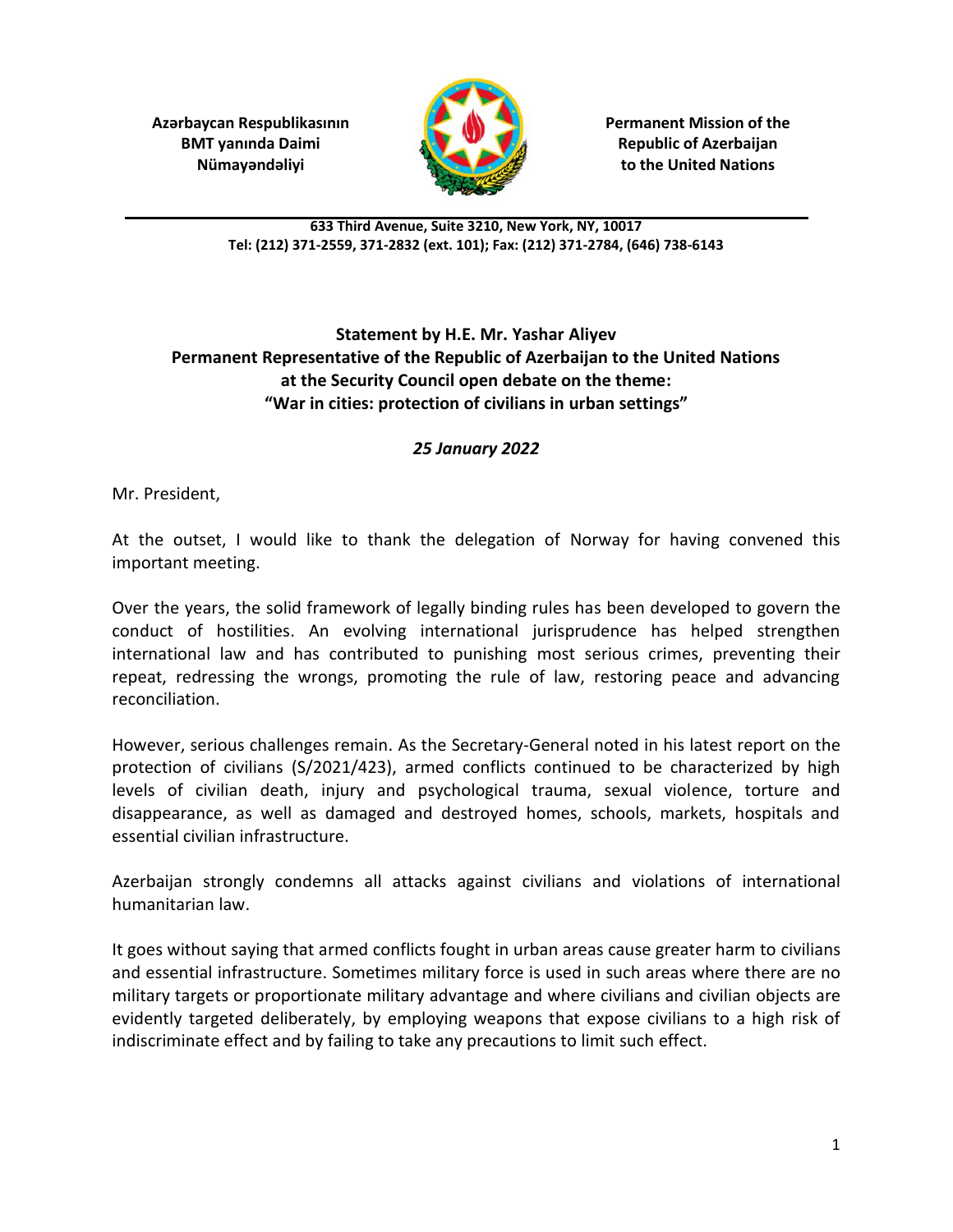**Azərbaycan Respublikasının BMT yanında Daimi Nümayəndəliyi**

**Permanent Mission of the Republic of Azerbaijan to the United Nations**

**633 Third Avenue, Suite 3210, New York, NY, 10017**
**Tel: (212) 371-2559, 371-2832 (ext. 101); Fax: (212) 371-2784, (646) 738-6143**

**Statement by H.E. Mr. Yashar Aliyev**
**Permanent Representative of the Republic of Azerbaijan to the United Nations**
**at the Security Council open debate on the theme:**
**"War in cities: protection of civilians in urban settings"**

***25 January 2022***

Mr. President,

At the outset, I would like to thank the delegation of Norway for having convened this important meeting.

Over the years, the solid framework of legally binding rules has been developed to govern the conduct of hostilities. An evolving international jurisprudence has helped strengthen international law and has contributed to punishing most serious crimes, preventing their repeat, redressing the wrongs, promoting the rule of law, restoring peace and advancing reconciliation.

However, serious challenges remain. As the Secretary-General noted in his latest report on the protection of civilians (S/2021/423), armed conflicts continued to be characterized by high levels of civilian death, injury and psychological trauma, sexual violence, torture and disappearance, as well as damaged and destroyed homes, schools, markets, hospitals and essential civilian infrastructure.

Azerbaijan strongly condemns all attacks against civilians and violations of international humanitarian law.

It goes without saying that armed conflicts fought in urban areas cause greater harm to civilians and essential infrastructure. Sometimes military force is used in such areas where there are no military targets or proportionate military advantage and where civilians and civilian objects are evidently targeted deliberately, by employing weapons that expose civilians to a high risk of indiscriminate effect and by failing to take any precautions to limit such effect.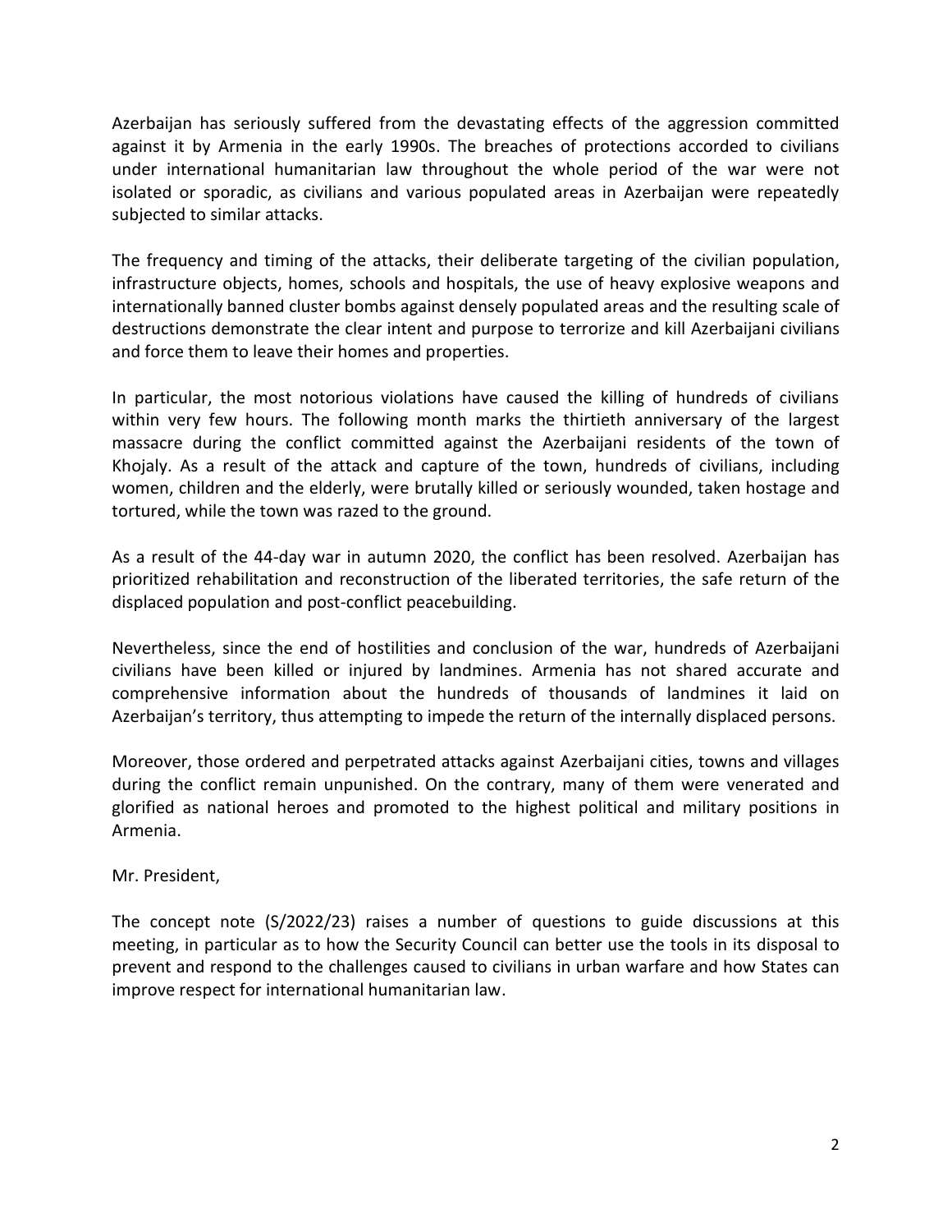Azerbaijan has seriously suffered from the devastating effects of the aggression committed against it by Armenia in the early 1990s. The breaches of protections accorded to civilians under international humanitarian law throughout the whole period of the war were not isolated or sporadic, as civilians and various populated areas in Azerbaijan were repeatedly subjected to similar attacks.

The frequency and timing of the attacks, their deliberate targeting of the civilian population, infrastructure objects, homes, schools and hospitals, the use of heavy explosive weapons and internationally banned cluster bombs against densely populated areas and the resulting scale of destructions demonstrate the clear intent and purpose to terrorize and kill Azerbaijani civilians and force them to leave their homes and properties.

In particular, the most notorious violations have caused the killing of hundreds of civilians within very few hours. The following month marks the thirtieth anniversary of the largest massacre during the conflict committed against the Azerbaijani residents of the town of Khojaly. As a result of the attack and capture of the town, hundreds of civilians, including women, children and the elderly, were brutally killed or seriously wounded, taken hostage and tortured, while the town was razed to the ground.

As a result of the 44-day war in autumn 2020, the conflict has been resolved. Azerbaijan has prioritized rehabilitation and reconstruction of the liberated territories, the safe return of the displaced population and post-conflict peacebuilding.

Nevertheless, since the end of hostilities and conclusion of the war, hundreds of Azerbaijani civilians have been killed or injured by landmines. Armenia has not shared accurate and comprehensive information about the hundreds of thousands of landmines it laid on Azerbaijan's territory, thus attempting to impede the return of the internally displaced persons.

Moreover, those ordered and perpetrated attacks against Azerbaijani cities, towns and villages during the conflict remain unpunished. On the contrary, many of them were venerated and glorified as national heroes and promoted to the highest political and military positions in Armenia.

Mr. President,

The concept note (S/2022/23) raises a number of questions to guide discussions at this meeting, in particular as to how the Security Council can better use the tools in its disposal to prevent and respond to the challenges caused to civilians in urban warfare and how States can improve respect for international humanitarian law.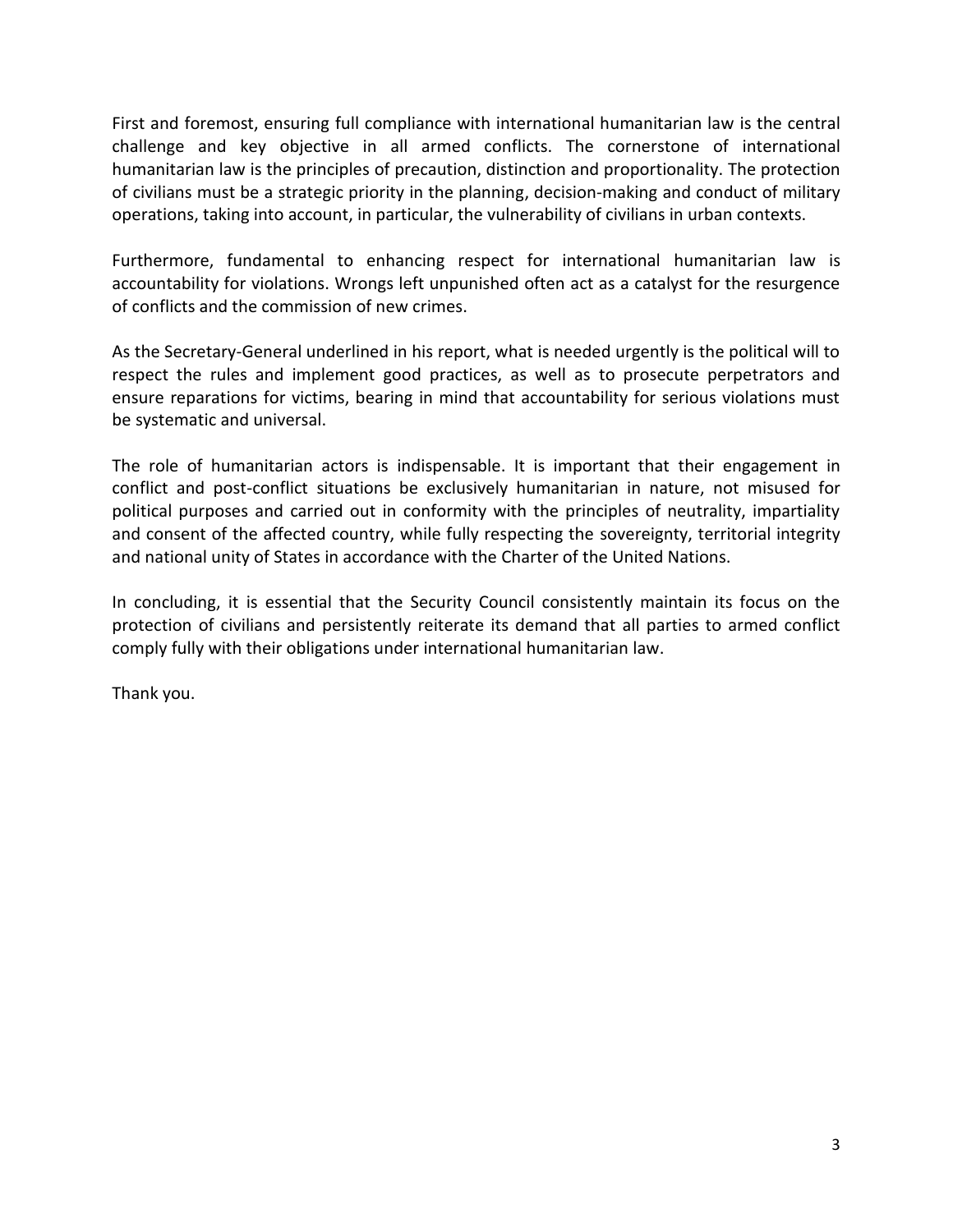First and foremost, ensuring full compliance with international humanitarian law is the central challenge and key objective in all armed conflicts. The cornerstone of international humanitarian law is the principles of precaution, distinction and proportionality. The protection of civilians must be a strategic priority in the planning, decision-making and conduct of military operations, taking into account, in particular, the vulnerability of civilians in urban contexts.

Furthermore, fundamental to enhancing respect for international humanitarian law is accountability for violations. Wrongs left unpunished often act as a catalyst for the resurgence of conflicts and the commission of new crimes.

As the Secretary-General underlined in his report, what is needed urgently is the political will to respect the rules and implement good practices, as well as to prosecute perpetrators and ensure reparations for victims, bearing in mind that accountability for serious violations must be systematic and universal.

The role of humanitarian actors is indispensable. It is important that their engagement in conflict and post-conflict situations be exclusively humanitarian in nature, not misused for political purposes and carried out in conformity with the principles of neutrality, impartiality and consent of the affected country, while fully respecting the sovereignty, territorial integrity and national unity of States in accordance with the Charter of the United Nations.

In concluding, it is essential that the Security Council consistently maintain its focus on the protection of civilians and persistently reiterate its demand that all parties to armed conflict comply fully with their obligations under international humanitarian law.

Thank you.